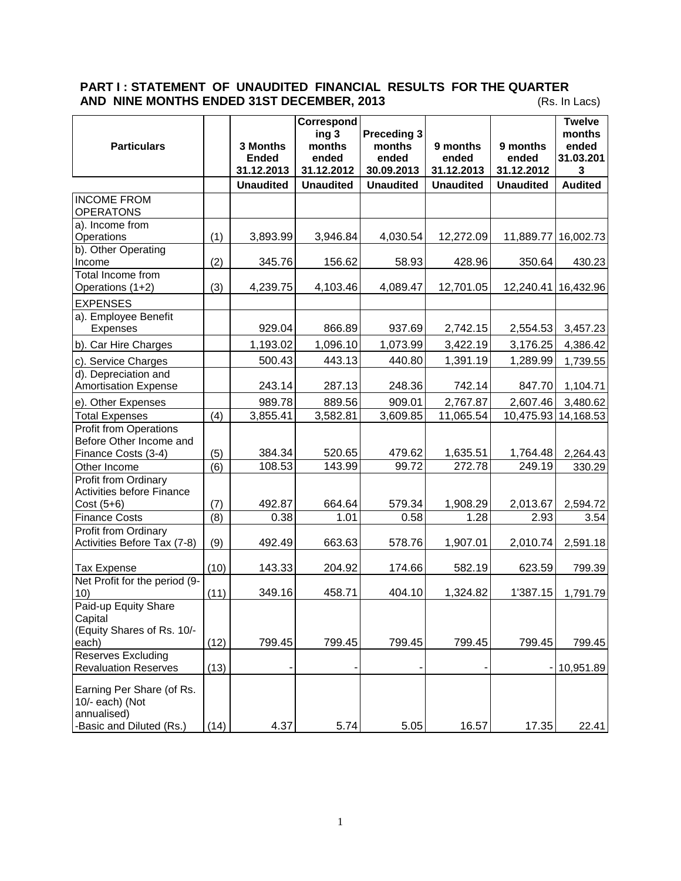## PART I : STATEMENT OF UNAUDITED FINANCIAL RESULTS FOR THE QUARTER AND NINE MONTHS ENDED 31ST DECEMBER, 2013

(Rs. In Lacs)

| Particulars | | 3 Months Ended 31.12.2013 | Corresponding 3 months ended 31.12.2012 | Preceding 3 months ended 30.09.2013 | 9 months ended 31.12.2013 | 9 months ended 31.12.2012 | Twelve months ended 31.03.2013 |
|---|---|---|---|---|---|---|---|
| | | Unaudited | Unaudited | Unaudited | Unaudited | Unaudited | Audited |
| INCOME FROM OPERATONS | | | | | | | |
| a). Income from Operations | (1) | 3,893.99 | 3,946.84 | 4,030.54 | 12,272.09 | 11,889.77 | 16,002.73 |
| b). Other Operating Income | (2) | 345.76 | 156.62 | 58.93 | 428.96 | 350.64 | 430.23 |
| Total Income from Operations (1+2) | (3) | 4,239.75 | 4,103.46 | 4,089.47 | 12,701.05 | 12,240.41 | 16,432.96 |
| EXPENSES | | | | | | | |
| a). Employee Benefit Expenses | | 929.04 | 866.89 | 937.69 | 2,742.15 | 2,554.53 | 3,457.23 |
| b). Car Hire Charges | | 1,193.02 | 1,096.10 | 1,073.99 | 3,422.19 | 3,176.25 | 4,386.42 |
| c). Service Charges | | 500.43 | 443.13 | 440.80 | 1,391.19 | 1,289.99 | 1,739.55 |
| d). Depreciation and Amortisation Expense | | 243.14 | 287.13 | 248.36 | 742.14 | 847.70 | 1,104.71 |
| e). Other Expenses | | 989.78 | 889.56 | 909.01 | 2,767.87 | 2,607.46 | 3,480.62 |
| Total Expenses | (4) | 3,855.41 | 3,582.81 | 3,609.85 | 11,065.54 | 10,475.93 | 14,168.53 |
| Profit from Operations Before Other Income and Finance Costs (3-4) | (5) | 384.34 | 520.65 | 479.62 | 1,635.51 | 1,764.48 | 2,264.43 |
| Other Income | (6) | 108.53 | 143.99 | 99.72 | 272.78 | 249.19 | 330.29 |
| Profit from Ordinary Activities before Finance Cost (5+6) | (7) | 492.87 | 664.64 | 579.34 | 1,908.29 | 2,013.67 | 2,594.72 |
| Finance Costs | (8) | 0.38 | 1.01 | 0.58 | 1.28 | 2.93 | 3.54 |
| Profit from Ordinary Activities Before Tax (7-8) | (9) | 492.49 | 663.63 | 578.76 | 1,907.01 | 2,010.74 | 2,591.18 |
| Tax Expense | (10) | 143.33 | 204.92 | 174.66 | 582.19 | 623.59 | 799.39 |
| Net Profit for the period (9-10) | (11) | 349.16 | 458.71 | 404.10 | 1,324.82 | 1'387.15 | 1,791.79 |
| Paid-up Equity Share Capital (Equity Shares of Rs. 10/- each) | (12) | 799.45 | 799.45 | 799.45 | 799.45 | 799.45 | 799.45 |
| Reserves Excluding Revaluation Reserves | (13) | - | - | - | - | - | 10,951.89 |
| Earning Per Share (of Rs. 10/- each) (Not annualised) -Basic and Diluted (Rs.) | (14) | 4.37 | 5.74 | 5.05 | 16.57 | 17.35 | 22.41 |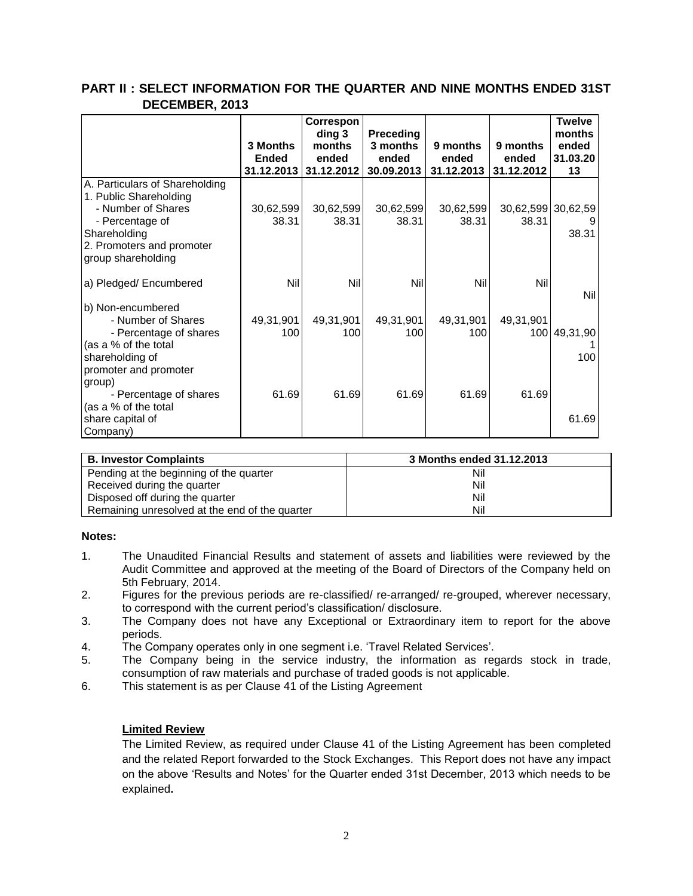## PART II : SELECT INFORMATION FOR THE QUARTER AND NINE MONTHS ENDED 31ST DECEMBER, 2013

| | 3 Months Ended 31.12.2013 | Corresponding 3 months ended 31.12.2012 | Preceding 3 months ended 30.09.2013 | 9 months ended 31.12.2013 | 9 months ended 31.12.2012 | Twelve months ended 31.03.2013 |
|---|---|---|---|---|---|---|
| A. Particulars of Shareholding | | | | | | |
| 1. Public Shareholding | | | | | | |
| - Number of Shares | 30,62,599 | 30,62,599 | 30,62,599 | 30,62,599 | 30,62,599 | 30,62,599 |
| - Percentage of Shareholding | 38.31 | 38.31 | 38.31 | 38.31 | 38.31 | 38.31 |
| 2. Promoters and promoter group shareholding | | | | | | |
| a) Pledged/ Encumbered | Nil | Nil | Nil | Nil | Nil | Nil |
| b) Non-encumbered | | | | | | |
| - Number of Shares | 49,31,901 | 49,31,901 | 49,31,901 | 49,31,901 | 49,31,901 | 49,31,901 |
| - Percentage of shares (as a % of the total shareholding of promoter and promoter group) | 100 | 100 | 100 | 100 | 100 | 100 |
| - Percentage of shares (as a % of the total share capital of Company) | 61.69 | 61.69 | 61.69 | 61.69 | 61.69 | 61.69 |

| B. Investor Complaints | 3 Months ended 31.12.2013 |
|---|---|
| Pending at the beginning of the quarter | Nil |
| Received during the quarter | Nil |
| Disposed off during the quarter | Nil |
| Remaining unresolved at the end of the quarter | Nil |

**Notes:**

1. The Unaudited Financial Results and statement of assets and liabilities were reviewed by the Audit Committee and approved at the meeting of the Board of Directors of the Company held on 5th February, 2014.
2. Figures for the previous periods are re-classified/ re-arranged/ re-grouped, wherever necessary, to correspond with the current period's classification/ disclosure.
3. The Company does not have any Exceptional or Extraordinary item to report for the above periods.
4. The Company operates only in one segment i.e. 'Travel Related Services'.
5. The Company being in the service industry, the information as regards stock in trade, consumption of raw materials and purchase of traded goods is not applicable.
6. This statement is as per Clause 41 of the Listing Agreement

**Limited Review**

The Limited Review, as required under Clause 41 of the Listing Agreement has been completed and the related Report forwarded to the Stock Exchanges. This Report does not have any impact on the above 'Results and Notes' for the Quarter ended 31st December, 2013 which needs to be explained**.**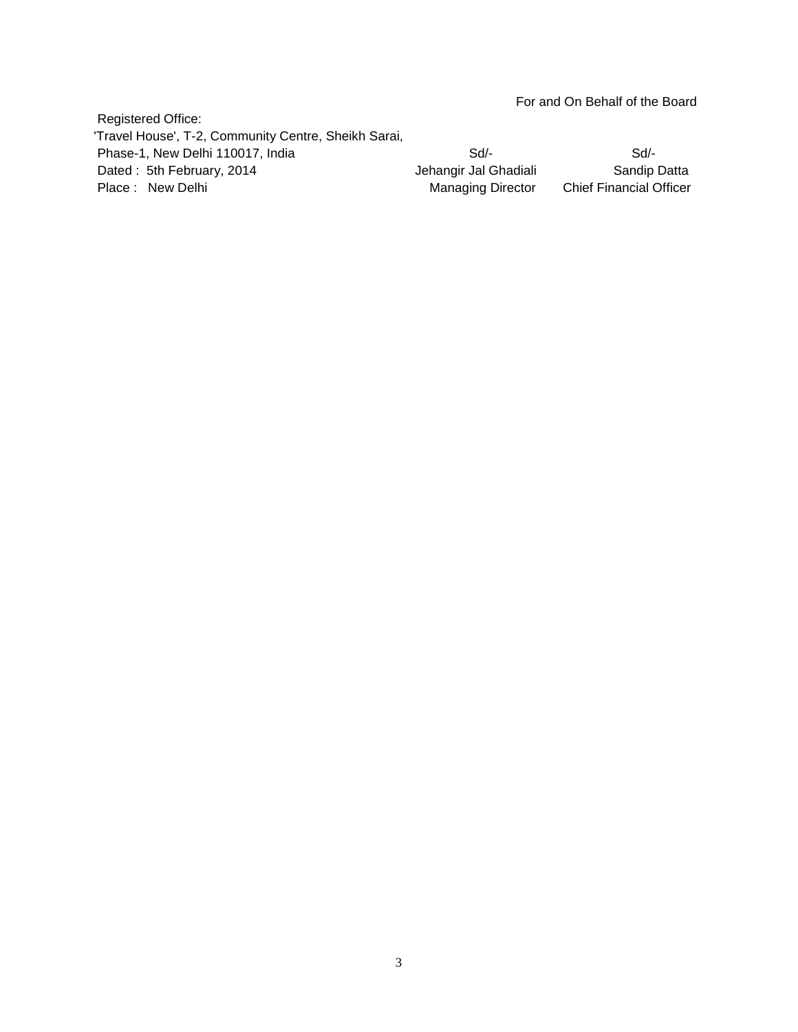For and On Behalf of the Board

Registered Office:
'Travel House', T-2, Community Centre, Sheikh Sarai,
Phase-1, New Delhi 110017, India
Dated : 5th February, 2014
Place : New Delhi

| | |
|---|---|
| Sd/- | Sd/- |
| Jehangir Jal Ghadiali | Sandip Datta |
| Managing Director | Chief Financial Officer |